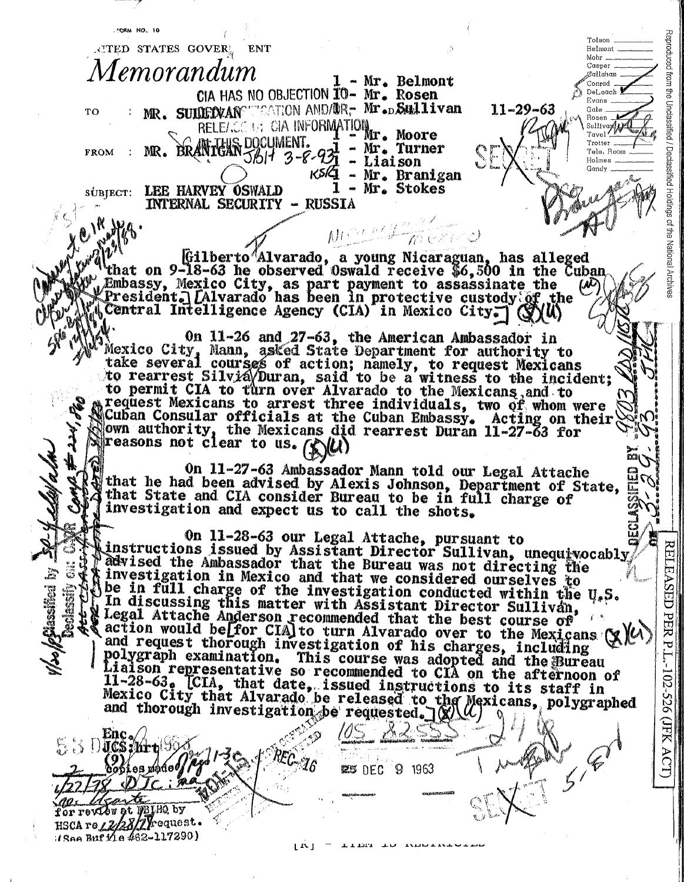FORM NO. 10

UNITED STATES GOVERNMENT

# Memorandum

CIA HAS NO OBJECTION TO DECLASSIFICATION AND/OR RELEASE OF CIA INFORMATION IN THIS DOCUMENT. JBL 3-8-93

TO : MR. SULLIVAN

FROM : MR. BRANIGAN

SUBJECT: LEE HARVEY OSWALD
INTERNAL SECURITY - RUSSIA

1 - Mr. Belmont
1 - Mr. Rosen
1 - Mr. Sullivan
1 - Mr. Moore
1 - Mr. Turner
1 - Liaison
1 - Mr. Branigan
1 - Mr. Stokes

11-29-63

SECRET

[Gilberto Alvarado, a young Nicaraguan, has alleged that on 9-18-63 he observed Oswald receive $6,500 in the Cuban Embassy, Mexico City, as part payment to assassinate the President.] [Alvarado has been in protective custody of the Central Intelligence Agency (CIA) in Mexico City.] (S)(U)

On 11-26 and 27-63, the American Ambassador in Mexico City, Mann, asked State Department for authority to take several courses of action; namely, to request Mexicans to rearrest Silvia Duran, said to be a witness to the incident; to permit CIA to turn over Alvarado to the Mexicans, and to request Mexicans to arrest three individuals, two of whom were Cuban Consular officials at the Cuban Embassy. Acting on their own authority, the Mexicans did rearrest Duran 11-27-63 for reasons not clear to us. (S)(U)

On 11-27-63 Ambassador Mann told our Legal Attache that he had been advised by Alexis Johnson, Department of State, that State and CIA consider Bureau to be in full charge of investigation and expect us to call the shots.

On 11-28-63 our Legal Attache, pursuant to instructions issued by Assistant Director Sullivan, unequivocably advised the Ambassador that the Bureau was not directing the investigation in Mexico and that we considered ourselves to be in full charge of the investigation conducted within the U.S. In discussing this matter with Assistant Director Sullivan, Legal Attache Anderson recommended that the best course of action would be [for CIA] to turn Alvarado over to the Mexicans (S)(U) and request thorough investigation of his charges, including polygraph examination. This course was adopted and the Bureau Liaison representative so recommended to CIA on the afternoon of 11-28-63. [CIA, that date, issued instructions to its staff in Mexico City that Alvarado be released to the Mexicans, polygraphed and thorough investigation be requested.] (S)(U)

Enc.
JCS:hrt
(9)

105-82555-

REC-16

25 DEC 9 1963

SECRET

for review at FBIHQ by HSCA re 12/28/77 request.
(See Bufile #62-117290)

Reproduced from the Unclassified / Declassified Holdings of the National Archives

RELEASED PER P.L.-102-526 (JFK ACT)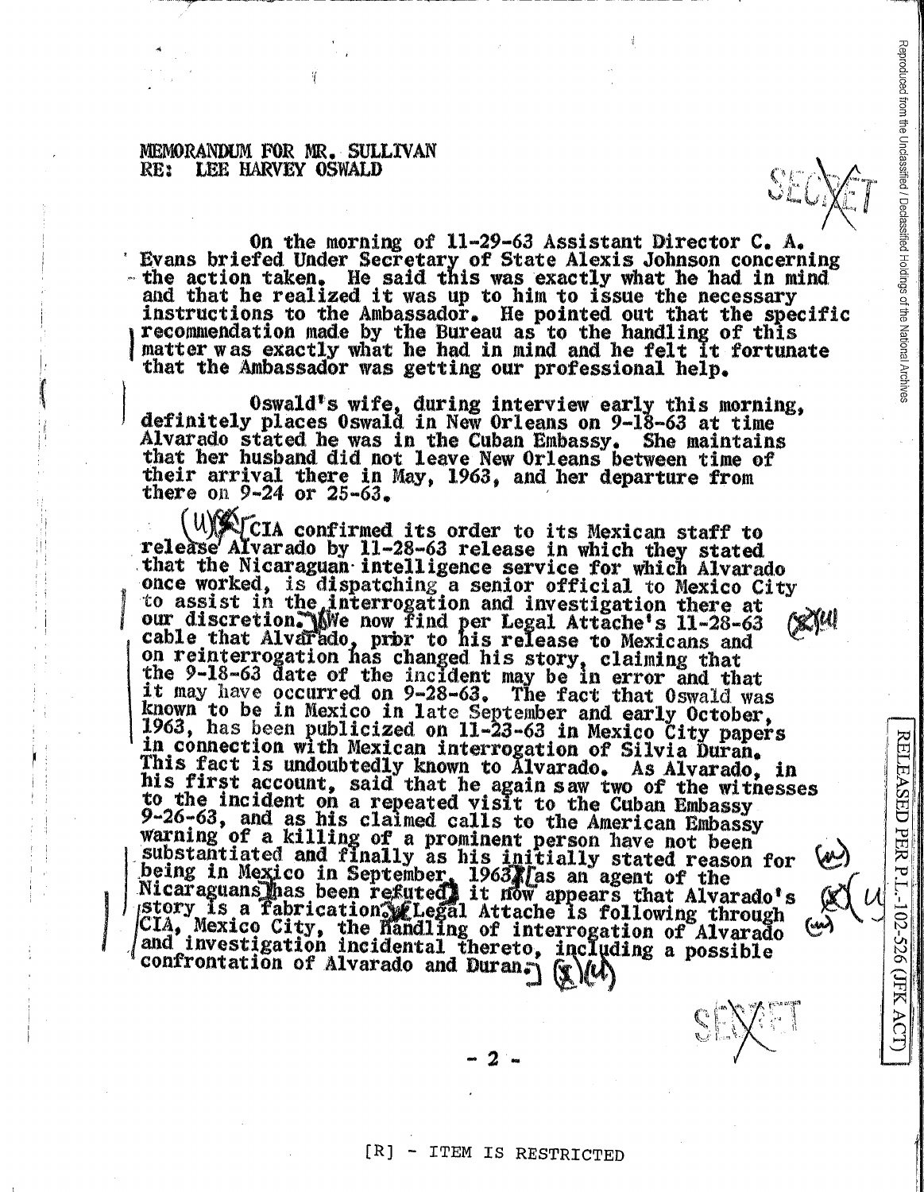MEMORANDUM FOR MR. SULLIVAN
RE: LEE HARVEY OSWALD

SECRET

On the morning of 11-29-63 Assistant Director C. A. Evans briefed Under Secretary of State Alexis Johnson concerning the action taken. He said this was exactly what he had in mind and that he realized it was up to him to issue the necessary instructions to the Ambassador. He pointed out that the specific recommendation made by the Bureau as to the handling of this matter was exactly what he had in mind and he felt it fortunate that the Ambassador was getting our professional help.

Oswald's wife, during interview early this morning, definitely places Oswald in New Orleans on 9-18-63 at time Alvarado stated he was in the Cuban Embassy. She maintains that her husband did not leave New Orleans between time of their arrival there in May, 1963, and her departure from there on 9-24 or 25-63.

(U)(S) [CIA confirmed its order to its Mexican staff to release Alvarado by 11-28-63 release in which they stated that the Nicaraguan intelligence service for which Alvarado once worked, is dispatching a senior official to Mexico City to assist in the interrogation and investigation there at our discretion.] We now find per Legal Attache's 11-28-63 (S)(U) cable that Alvarado, prior to his release to Mexicans and on reinterrogation has changed his story, claiming that the 9-18-63 date of the incident may be in error and that it may have occurred on 9-28-63. The fact that Oswald was known to be in Mexico in late September and early October, 1963, has been publicized on 11-23-63 in Mexico City papers in connection with Mexican interrogation of Silvia Duran. This fact is undoubtedly known to Alvarado. As Alvarado, in his first account, said that he again saw two of the witnesses to the incident on a repeated visit to the Cuban Embassy 9-26-63, and as his claimed calls to the American Embassy warning of a killing of a prominent person have not been substantiated and finally as his initially stated reason for being in Mexico in September, 1963 [as an agent of the Nicaraguans] has been refuted, it now appears that Alvarado's story is a fabrication. (S) [Legal Attache is following through CIA, Mexico City, the handling of interrogation of Alvarado and investigation incidental thereto, including a possible confrontation of Alvarado and Duran.] (S)(U)

SECRET

[R] - ITEM IS RESTRICTED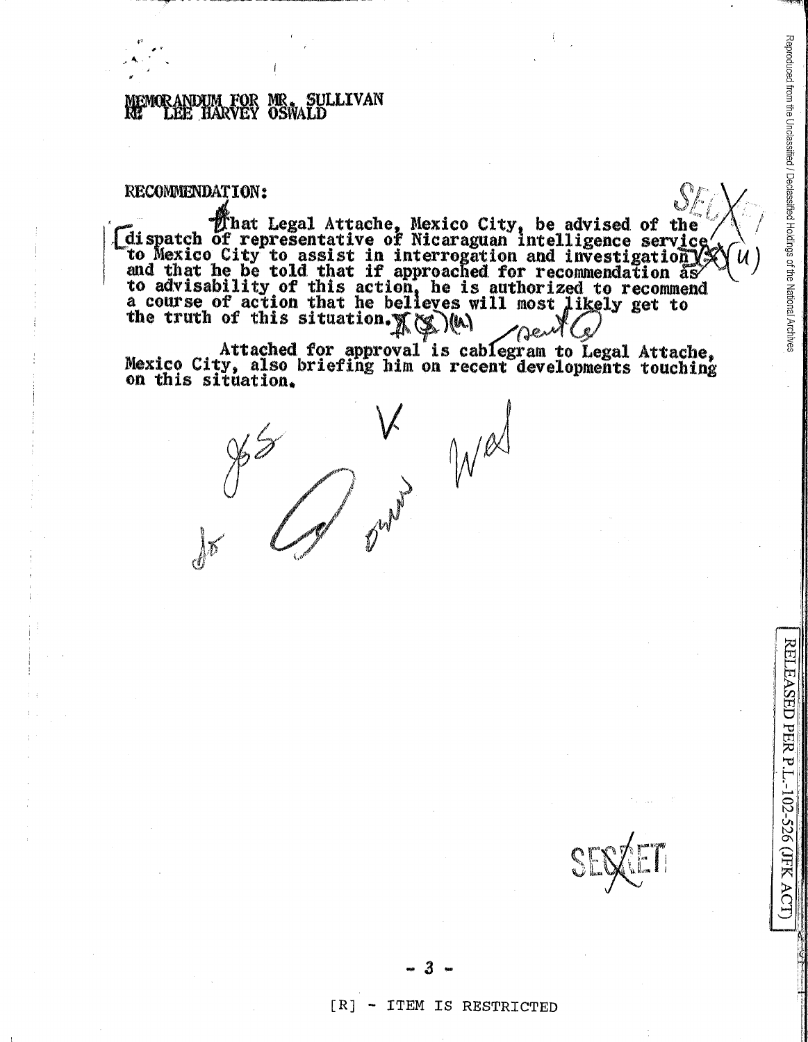MEMORANDUM FOR MR. SULLIVAN
RE LEE HARVEY OSWALD

RECOMMENDATION:

That Legal Attache, Mexico City, be advised of the dispatch of representative of Nicaraguan intelligence service to Mexico City to assist in interrogation and investigation (S)(U) and that he be told that if approached for recommendation as to advisability of this action, he is authorized to recommend a course of action that he believes will most likely get to the truth of this situation. (S)(U)

Attached for approval is cablegram to Legal Attache, Mexico City, also briefing him on recent developments touching on this situation.

SECRET

[R] - ITEM IS RESTRICTED

Reproduced from the Unclassified / Declassified Holdings of the National Archives

RELEASED PER P.L.-102-526 (JFK ACT)